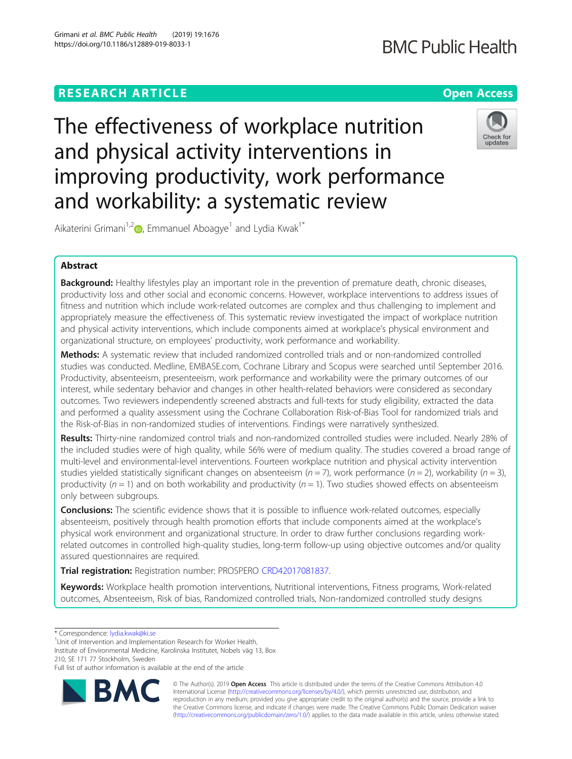RESEARCH ARTICLE

Open Access

# The effectiveness of workplace nutrition and physical activity interventions in improving productivity, work performance and workability: a systematic review

Aikaterini Grimani[1,2], Emmanuel Aboagye[1] and Lydia Kwak[1*]

## Abstract

**Background:** Healthy lifestyles play an important role in the prevention of premature death, chronic diseases, productivity loss and other social and economic concerns. However, workplace interventions to address issues of fitness and nutrition which include work-related outcomes are complex and thus challenging to implement and appropriately measure the effectiveness of. This systematic review investigated the impact of workplace nutrition and physical activity interventions, which include components aimed at workplace's physical environment and organizational structure, on employees' productivity, work performance and workability.

**Methods:** A systematic review that included randomized controlled trials and or non-randomized controlled studies was conducted. Medline, EMBASE.com, Cochrane Library and Scopus were searched until September 2016. Productivity, absenteeism, presenteeism, work performance and workability were the primary outcomes of our interest, while sedentary behavior and changes in other health-related behaviors were considered as secondary outcomes. Two reviewers independently screened abstracts and full-texts for study eligibility, extracted the data and performed a quality assessment using the Cochrane Collaboration Risk-of-Bias Tool for randomized trials and the Risk-of-Bias in non-randomized studies of interventions. Findings were narratively synthesized.

**Results:** Thirty-nine randomized control trials and non-randomized controlled studies were included. Nearly 28% of the included studies were of high quality, while 56% were of medium quality. The studies covered a broad range of multi-level and environmental-level interventions. Fourteen workplace nutrition and physical activity intervention studies yielded statistically significant changes on absenteeism ($n = 7$), work performance ($n = 2$), workability ($n = 3$), productivity ($n = 1$) and on both workability and productivity ($n = 1$). Two studies showed effects on absenteeism only between subgroups.

**Conclusions:** The scientific evidence shows that it is possible to influence work-related outcomes, especially absenteeism, positively through health promotion efforts that include components aimed at the workplace's physical work environment and organizational structure. In order to draw further conclusions regarding work-related outcomes in controlled high-quality studies, long-term follow-up using objective outcomes and/or quality assured questionnaires are required.

**Trial registration:** Registration number: PROSPERO CRD42017081837.

**Keywords:** Workplace health promotion interventions, Nutritional interventions, Fitness programs, Work-related outcomes, Absenteeism, Risk of bias, Randomized controlled trials, Non-randomized controlled study designs

---

* Correspondence: lydia.kwak@ki.se

[1] Unit of Intervention and Implementation Research for Worker Health, Institute of Environmental Medicine, Karolinska Institutet, Nobels väg 13, Box 210, SE 171 77 Stockholm, Sweden

Full list of author information is available at the end of the article

© The Author(s). 2019 **Open Access** This article is distributed under the terms of the Creative Commons Attribution 4.0 International License (http://creativecommons.org/licenses/by/4.0/), which permits unrestricted use, distribution, and reproduction in any medium, provided you give appropriate credit to the original author(s) and the source, provide a link to the Creative Commons license, and indicate if changes were made. The Creative Commons Public Domain Dedication waiver (http://creativecommons.org/publicdomain/zero/1.0/) applies to the data made available in this article, unless otherwise stated.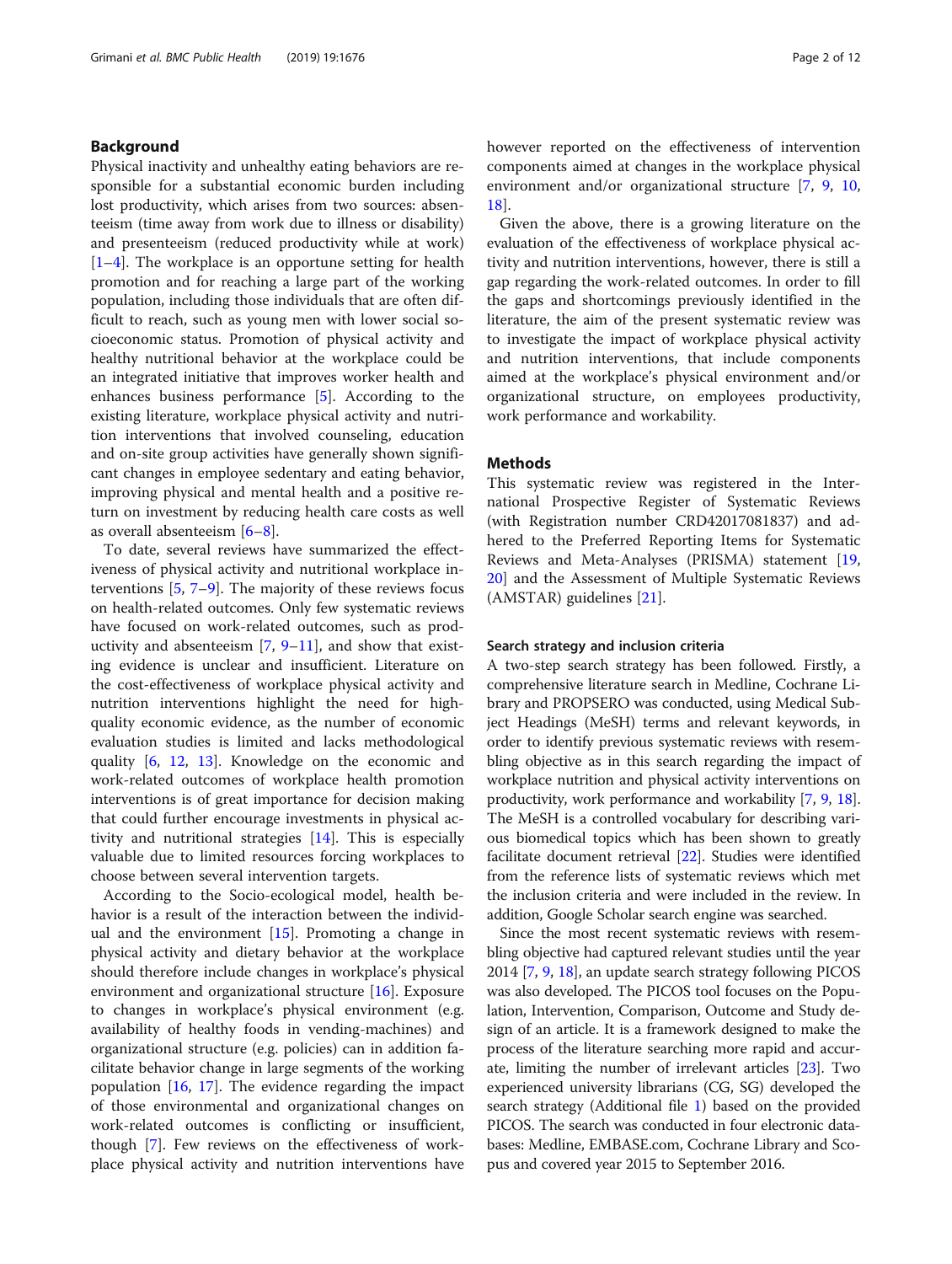## Background

Physical inactivity and unhealthy eating behaviors are responsible for a substantial economic burden including lost productivity, which arises from two sources: absenteeism (time away from work due to illness or disability) and presenteeism (reduced productivity while at work) [1–4]. The workplace is an opportune setting for health promotion and for reaching a large part of the working population, including those individuals that are often difficult to reach, such as young men with lower social socioeconomic status. Promotion of physical activity and healthy nutritional behavior at the workplace could be an integrated initiative that improves worker health and enhances business performance [5]. According to the existing literature, workplace physical activity and nutrition interventions that involved counseling, education and on-site group activities have generally shown significant changes in employee sedentary and eating behavior, improving physical and mental health and a positive return on investment by reducing health care costs as well as overall absenteeism [6–8].

To date, several reviews have summarized the effectiveness of physical activity and nutritional workplace interventions [5, 7–9]. The majority of these reviews focus on health-related outcomes. Only few systematic reviews have focused on work-related outcomes, such as productivity and absenteeism [7, 9–11], and show that existing evidence is unclear and insufficient. Literature on the cost-effectiveness of workplace physical activity and nutrition interventions highlight the need for high-quality economic evidence, as the number of economic evaluation studies is limited and lacks methodological quality [6, 12, 13]. Knowledge on the economic and work-related outcomes of workplace health promotion interventions is of great importance for decision making that could further encourage investments in physical activity and nutritional strategies [14]. This is especially valuable due to limited resources forcing workplaces to choose between several intervention targets.

According to the Socio-ecological model, health behavior is a result of the interaction between the individual and the environment [15]. Promoting a change in physical activity and dietary behavior at the workplace should therefore include changes in workplace's physical environment and organizational structure [16]. Exposure to changes in workplace's physical environment (e.g. availability of healthy foods in vending-machines) and organizational structure (e.g. policies) can in addition facilitate behavior change in large segments of the working population [16, 17]. The evidence regarding the impact of those environmental and organizational changes on work-related outcomes is conflicting or insufficient, though [7]. Few reviews on the effectiveness of workplace physical activity and nutrition interventions have however reported on the effectiveness of intervention components aimed at changes in the workplace physical environment and/or organizational structure [7, 9, 10, 18].

Given the above, there is a growing literature on the evaluation of the effectiveness of workplace physical activity and nutrition interventions, however, there is still a gap regarding the work-related outcomes. In order to fill the gaps and shortcomings previously identified in the literature, the aim of the present systematic review was to investigate the impact of workplace physical activity and nutrition interventions, that include components aimed at the workplace's physical environment and/or organizational structure, on employees productivity, work performance and workability.

## Methods

This systematic review was registered in the International Prospective Register of Systematic Reviews (with Registration number CRD42017081837) and adhered to the Preferred Reporting Items for Systematic Reviews and Meta-Analyses (PRISMA) statement [19, 20] and the Assessment of Multiple Systematic Reviews (AMSTAR) guidelines [21].

### Search strategy and inclusion criteria

A two-step search strategy has been followed. Firstly, a comprehensive literature search in Medline, Cochrane Library and PROPSERO was conducted, using Medical Subject Headings (MeSH) terms and relevant keywords, in order to identify previous systematic reviews with resembling objective as in this search regarding the impact of workplace nutrition and physical activity interventions on productivity, work performance and workability [7, 9, 18]. The MeSH is a controlled vocabulary for describing various biomedical topics which has been shown to greatly facilitate document retrieval [22]. Studies were identified from the reference lists of systematic reviews which met the inclusion criteria and were included in the review. In addition, Google Scholar search engine was searched.

Since the most recent systematic reviews with resembling objective had captured relevant studies until the year 2014 [7, 9, 18], an update search strategy following PICOS was also developed. The PICOS tool focuses on the Population, Intervention, Comparison, Outcome and Study design of an article. It is a framework designed to make the process of the literature searching more rapid and accurate, limiting the number of irrelevant articles [23]. Two experienced university librarians (CG, SG) developed the search strategy (Additional file 1) based on the provided PICOS. The search was conducted in four electronic databases: Medline, EMBASE.com, Cochrane Library and Scopus and covered year 2015 to September 2016.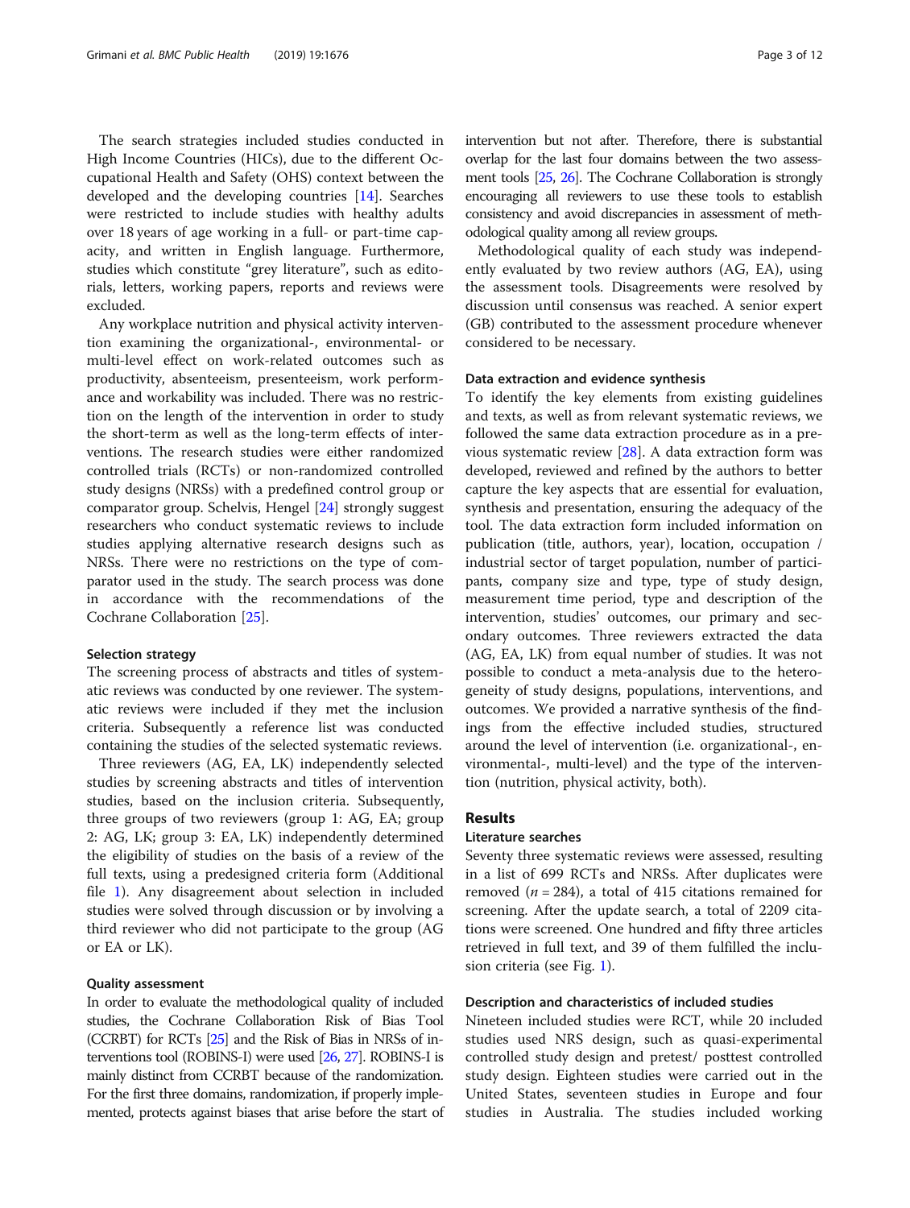The search strategies included studies conducted in High Income Countries (HICs), due to the different Occupational Health and Safety (OHS) context between the developed and the developing countries [14]. Searches were restricted to include studies with healthy adults over 18 years of age working in a full- or part-time capacity, and written in English language. Furthermore, studies which constitute "grey literature", such as editorials, letters, working papers, reports and reviews were excluded.

Any workplace nutrition and physical activity intervention examining the organizational-, environmental- or multi-level effect on work-related outcomes such as productivity, absenteeism, presenteeism, work performance and workability was included. There was no restriction on the length of the intervention in order to study the short-term as well as the long-term effects of interventions. The research studies were either randomized controlled trials (RCTs) or non-randomized controlled study designs (NRSs) with a predefined control group or comparator group. Schelvis, Hengel [24] strongly suggest researchers who conduct systematic reviews to include studies applying alternative research designs such as NRSs. There were no restrictions on the type of comparator used in the study. The search process was done in accordance with the recommendations of the Cochrane Collaboration [25].

#### Selection strategy

The screening process of abstracts and titles of systematic reviews was conducted by one reviewer. The systematic reviews were included if they met the inclusion criteria. Subsequently a reference list was conducted containing the studies of the selected systematic reviews.

Three reviewers (AG, EA, LK) independently selected studies by screening abstracts and titles of intervention studies, based on the inclusion criteria. Subsequently, three groups of two reviewers (group 1: AG, EA; group 2: AG, LK; group 3: EA, LK) independently determined the eligibility of studies on the basis of a review of the full texts, using a predesigned criteria form (Additional file 1). Any disagreement about selection in included studies were solved through discussion or by involving a third reviewer who did not participate to the group (AG or EA or LK).

#### Quality assessment

In order to evaluate the methodological quality of included studies, the Cochrane Collaboration Risk of Bias Tool (CCRBT) for RCTs [25] and the Risk of Bias in NRSs of interventions tool (ROBINS-I) were used [26, 27]. ROBINS-I is mainly distinct from CCRBT because of the randomization. For the first three domains, randomization, if properly implemented, protects against biases that arise before the start of intervention but not after. Therefore, there is substantial overlap for the last four domains between the two assessment tools [25, 26]. The Cochrane Collaboration is strongly encouraging all reviewers to use these tools to establish consistency and avoid discrepancies in assessment of methodological quality among all review groups.

Methodological quality of each study was independently evaluated by two review authors (AG, EA), using the assessment tools. Disagreements were resolved by discussion until consensus was reached. A senior expert (GB) contributed to the assessment procedure whenever considered to be necessary.

#### Data extraction and evidence synthesis

To identify the key elements from existing guidelines and texts, as well as from relevant systematic reviews, we followed the same data extraction procedure as in a previous systematic review [28]. A data extraction form was developed, reviewed and refined by the authors to better capture the key aspects that are essential for evaluation, synthesis and presentation, ensuring the adequacy of the tool. The data extraction form included information on publication (title, authors, year), location, occupation / industrial sector of target population, number of participants, company size and type, type of study design, measurement time period, type and description of the intervention, studies' outcomes, our primary and secondary outcomes. Three reviewers extracted the data (AG, EA, LK) from equal number of studies. It was not possible to conduct a meta-analysis due to the heterogeneity of study designs, populations, interventions, and outcomes. We provided a narrative synthesis of the findings from the effective included studies, structured around the level of intervention (i.e. organizational-, environmental-, multi-level) and the type of the intervention (nutrition, physical activity, both).

## Results

#### Literature searches

Seventy three systematic reviews were assessed, resulting in a list of 699 RCTs and NRSs. After duplicates were removed ($n = 284$), a total of 415 citations remained for screening. After the update search, a total of 2209 citations were screened. One hundred and fifty three articles retrieved in full text, and 39 of them fulfilled the inclusion criteria (see Fig. 1).

#### Description and characteristics of included studies

Nineteen included studies were RCT, while 20 included studies used NRS design, such as quasi-experimental controlled study design and pretest/ posttest controlled study design. Eighteen studies were carried out in the United States, seventeen studies in Europe and four studies in Australia. The studies included working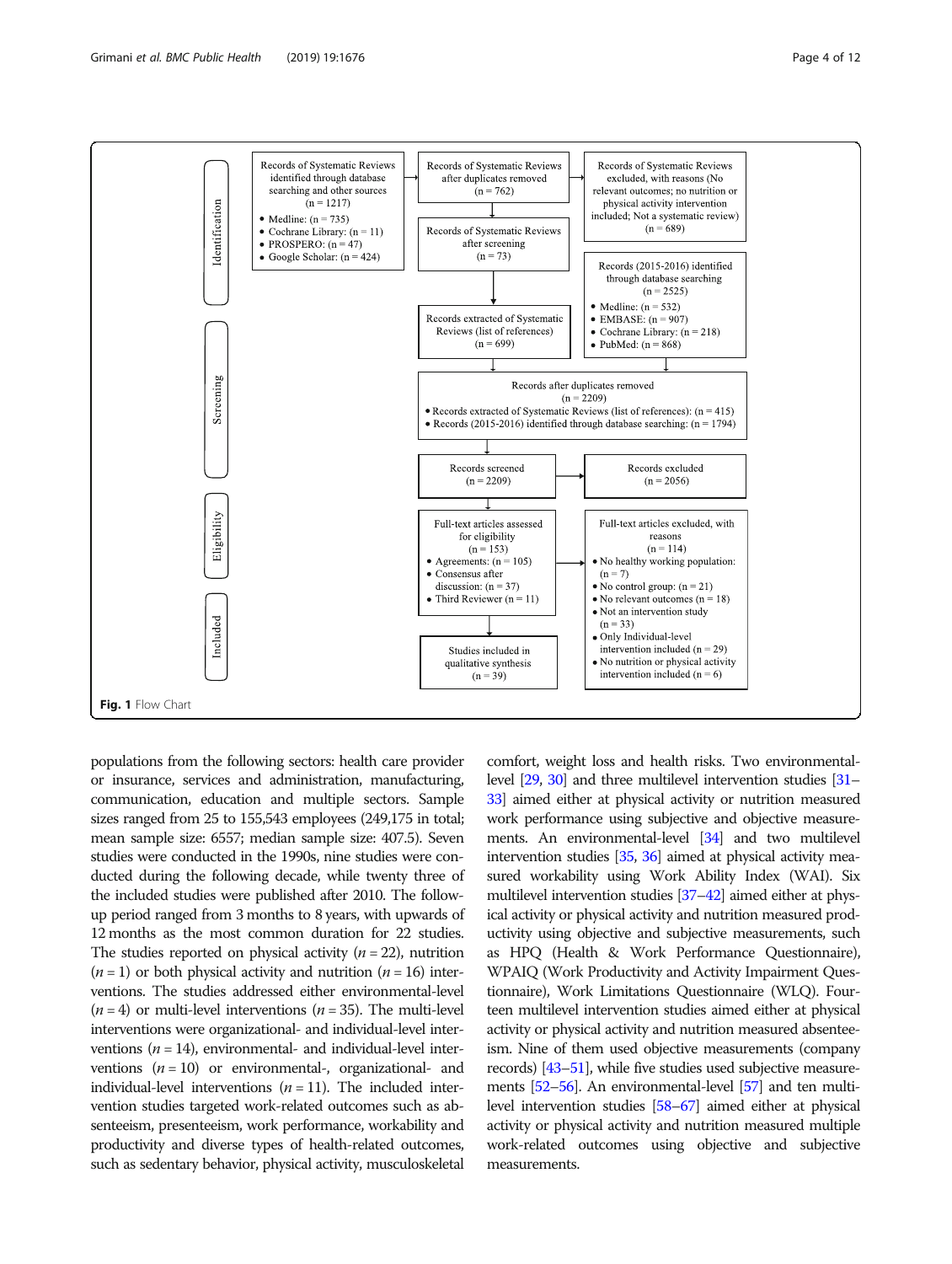Identification

Records of Systematic Reviews identified through database searching and other sources (n = 1217)

- Medline: (n = 735)
- Cochrane Library: (n = 11)
- PROSPERO: (n = 47)
- Google Scholar: (n = 424)

Records of Systematic Reviews after duplicates removed (n = 762)

Records of Systematic Reviews excluded, with reasons (No relevant outcomes; no nutrition or physical activity intervention included; Not a systematic review) (n = 689)

Records of Systematic Reviews after screening (n = 73)

Records extracted of Systematic Reviews (list of references) (n = 699)

Records (2015-2016) identified through database searching (n = 2525)

- Medline: (n = 532)
- EMBASE: (n = 907)
- Cochrane Library: (n = 218)
- PubMed: (n = 868)

Screening

Records after duplicates removed (n = 2209)

- Records extracted of Systematic Reviews (list of references): (n = 415)
- Records (2015-2016) identified through database searching: (n = 1794)

Records screened (n = 2209)

Records excluded (n = 2056)

Eligibility

Full-text articles assessed for eligibility (n = 153)

- Agreements: (n = 105)
- Consensus after discussion: (n = 37)
- Third Reviewer (n = 11)

Full-text articles excluded, with reasons (n = 114)

- No healthy working population: (n = 7)
- No control group: (n = 21)
- No relevant outcomes (n = 18)
- Not an intervention study (n = 33)
- Only Individual-level intervention included (n = 29)
- No nutrition or physical activity intervention included (n = 6)

Included

Studies included in qualitative synthesis (n = 39)

**Fig. 1** Flow Chart

populations from the following sectors: health care provider or insurance, services and administration, manufacturing, communication, education and multiple sectors. Sample sizes ranged from 25 to 155,543 employees (249,175 in total; mean sample size: 6557; median sample size: 407.5). Seven studies were conducted in the 1990s, nine studies were conducted during the following decade, while twenty three of the included studies were published after 2010. The follow-up period ranged from 3 months to 8 years, with upwards of 12 months as the most common duration for 22 studies. The studies reported on physical activity ($n = 22$), nutrition ($n = 1$) or both physical activity and nutrition ($n = 16$) interventions. The studies addressed either environmental-level ($n = 4$) or multi-level interventions ($n = 35$). The multi-level interventions were organizational- and individual-level interventions ($n = 14$), environmental- and individual-level interventions ($n = 10$) or environmental-, organizational- and individual-level interventions ($n = 11$). The included intervention studies targeted work-related outcomes such as absenteeism, presenteeism, work performance, workability and productivity and diverse types of health-related outcomes, such as sedentary behavior, physical activity, musculoskeletal comfort, weight loss and health risks. Two environmental-level [29, 30] and three multilevel intervention studies [31–33] aimed either at physical activity or nutrition measured work performance using subjective and objective measurements. An environmental-level [34] and two multilevel intervention studies [35, 36] aimed at physical activity measured workability using Work Ability Index (WAI). Six multilevel intervention studies [37–42] aimed either at physical activity or physical activity and nutrition measured productivity using objective and subjective measurements, such as HPQ (Health & Work Performance Questionnaire), WPAIQ (Work Productivity and Activity Impairment Questionnaire), Work Limitations Questionnaire (WLQ). Fourteen multilevel intervention studies aimed either at physical activity or physical activity and nutrition measured absenteeism. Nine of them used objective measurements (company records) [43–51], while five studies used subjective measurements [52–56]. An environmental-level [57] and ten multilevel intervention studies [58–67] aimed either at physical activity or physical activity and nutrition measured multiple work-related outcomes using objective and subjective measurements.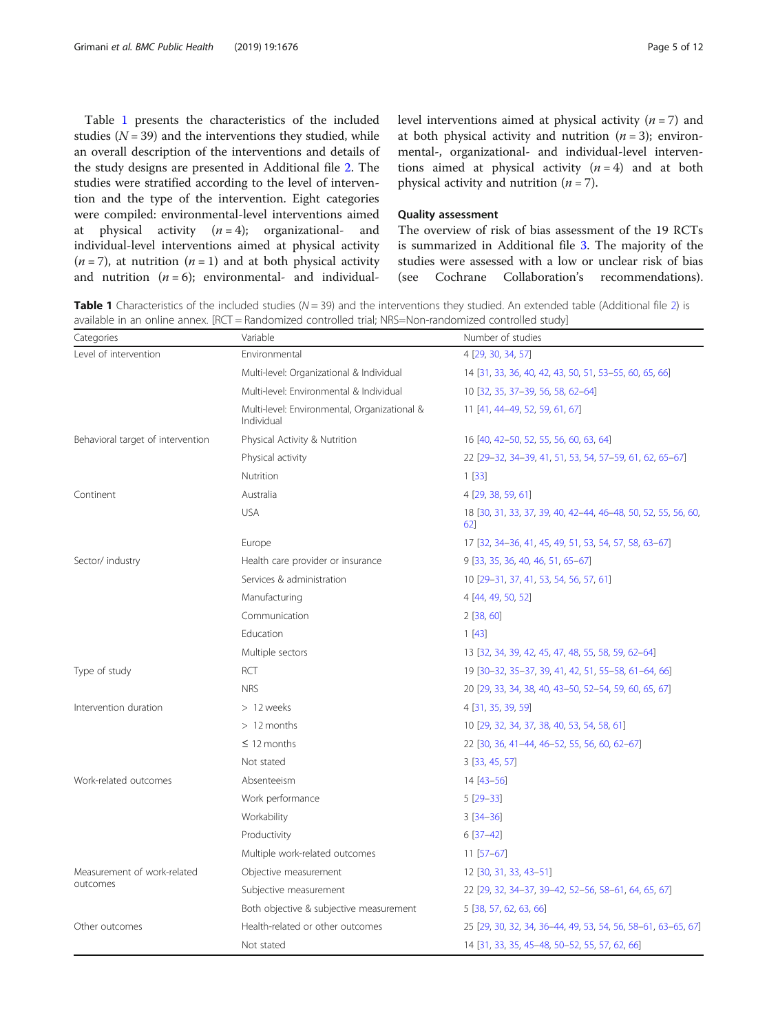Table 1 presents the characteristics of the included studies ($N = 39$) and the interventions they studied, while an overall description of the interventions and details of the study designs are presented in Additional file 2. The studies were stratified according to the level of intervention and the type of the intervention. Eight categories were compiled: environmental-level interventions aimed at physical activity ($n = 4$); organizational- and individual-level interventions aimed at physical activity ($n = 7$), at nutrition ($n = 1$) and at both physical activity and nutrition ($n = 6$); environmental- and individual-level interventions aimed at physical activity ($n = 7$) and at both physical activity and nutrition ($n = 3$); environmental-, organizational- and individual-level interventions aimed at physical activity ($n = 4$) and at both physical activity and nutrition ($n = 7$).

## Quality assessment

The overview of risk of bias assessment of the 19 RCTs is summarized in Additional file 3. The majority of the studies were assessed with a low or unclear risk of bias (see Cochrane Collaboration's recommendations).

**Table 1** Characteristics of the included studies ($N = 39$) and the interventions they studied. An extended table (Additional file 2) is available in an online annex. [RCT = Randomized controlled trial; NRS=Non-randomized controlled study]

| Categories | Variable | Number of studies |
|---|---|---|
| Level of intervention | Environmental | 4 [29, 30, 34, 57] |
| | Multi-level: Organizational & Individual | 14 [31, 33, 36, 40, 42, 43, 50, 51, 53–55, 60, 65, 66] |
| | Multi-level: Environmental & Individual | 10 [32, 35, 37–39, 56, 58, 62–64] |
| | Multi-level: Environmental, Organizational & Individual | 11 [41, 44–49, 52, 59, 61, 67] |
| Behavioral target of intervention | Physical Activity & Nutrition | 16 [40, 42–50, 52, 55, 56, 60, 63, 64] |
| | Physical activity | 22 [29–32, 34–39, 41, 51, 53, 54, 57–59, 61, 62, 65–67] |
| | Nutrition | 1 [33] |
| Continent | Australia | 4 [29, 38, 59, 61] |
| | USA | 18 [30, 31, 33, 37, 39, 40, 42–44, 46–48, 50, 52, 55, 56, 60, 62] |
| | Europe | 17 [32, 34–36, 41, 45, 49, 51, 53, 54, 57, 58, 63–67] |
| Sector/ industry | Health care provider or insurance | 9 [33, 35, 36, 40, 46, 51, 65–67] |
| | Services & administration | 10 [29–31, 37, 41, 53, 54, 56, 57, 61] |
| | Manufacturing | 4 [44, 49, 50, 52] |
| | Communication | 2 [38, 60] |
| | Education | 1 [43] |
| | Multiple sectors | 13 [32, 34, 39, 42, 45, 47, 48, 55, 58, 59, 62–64] |
| Type of study | RCT | 19 [30–32, 35–37, 39, 41, 42, 51, 55–58, 61–64, 66] |
| | NRS | 20 [29, 33, 34, 38, 40, 43–50, 52–54, 59, 60, 65, 67] |
| Intervention duration | > 12 weeks | 4 [31, 35, 39, 59] |
| | > 12 months | 10 [29, 32, 34, 37, 38, 40, 53, 54, 58, 61] |
| | ≤ 12 months | 22 [30, 36, 41–44, 46–52, 55, 56, 60, 62–67] |
| | Not stated | 3 [33, 45, 57] |
| Work-related outcomes | Absenteeism | 14 [43–56] |
| | Work performance | 5 [29–33] |
| | Workability | 3 [34–36] |
| | Productivity | 6 [37–42] |
| | Multiple work-related outcomes | 11 [57–67] |
| Measurement of work-related outcomes | Objective measurement | 12 [30, 31, 33, 43–51] |
| | Subjective measurement | 22 [29, 32, 34–37, 39–42, 52–56, 58–61, 64, 65, 67] |
| | Both objective & subjective measurement | 5 [38, 57, 62, 63, 66] |
| Other outcomes | Health-related or other outcomes | 25 [29, 30, 32, 34, 36–44, 49, 53, 54, 56, 58–61, 63–65, 67] |
| | Not stated | 14 [31, 33, 35, 45–48, 50–52, 55, 57, 62, 66] |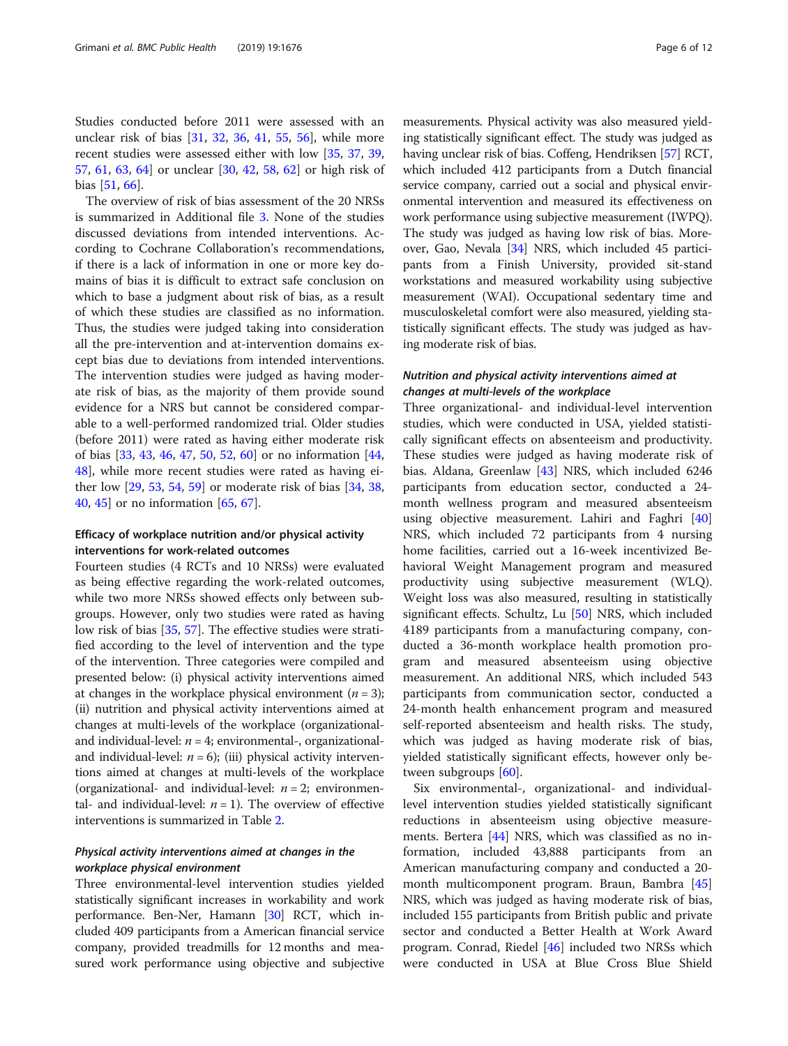Studies conducted before 2011 were assessed with an unclear risk of bias [31, 32, 36, 41, 55, 56], while more recent studies were assessed either with low [35, 37, 39, 57, 61, 63, 64] or unclear [30, 42, 58, 62] or high risk of bias [51, 66].

The overview of risk of bias assessment of the 20 NRSs is summarized in Additional file 3. None of the studies discussed deviations from intended interventions. According to Cochrane Collaboration's recommendations, if there is a lack of information in one or more key domains of bias it is difficult to extract safe conclusion on which to base a judgment about risk of bias, as a result of which these studies are classified as no information. Thus, the studies were judged taking into consideration all the pre-intervention and at-intervention domains except bias due to deviations from intended interventions. The intervention studies were judged as having moderate risk of bias, as the majority of them provide sound evidence for a NRS but cannot be considered comparable to a well-performed randomized trial. Older studies (before 2011) were rated as having either moderate risk of bias [33, 43, 46, 47, 50, 52, 60] or no information [44, 48], while more recent studies were rated as having either low [29, 53, 54, 59] or moderate risk of bias [34, 38, 40, 45] or no information [65, 67].

### Efficacy of workplace nutrition and/or physical activity interventions for work-related outcomes

Fourteen studies (4 RCTs and 10 NRSs) were evaluated as being effective regarding the work-related outcomes, while two more NRSs showed effects only between subgroups. However, only two studies were rated as having low risk of bias [35, 57]. The effective studies were stratified according to the level of intervention and the type of the intervention. Three categories were compiled and presented below: (i) physical activity interventions aimed at changes in the workplace physical environment ($n = 3$); (ii) nutrition and physical activity interventions aimed at changes at multi-levels of the workplace (organizational- and individual-level: $n = 4$; environmental-, organizational- and individual-level: $n = 6$); (iii) physical activity interventions aimed at changes at multi-levels of the workplace (organizational- and individual-level: $n = 2$; environmental- and individual-level: $n = 1$). The overview of effective interventions is summarized in Table 2.

#### *Physical activity interventions aimed at changes in the workplace physical environment*

Three environmental-level intervention studies yielded statistically significant increases in workability and work performance. Ben-Ner, Hamann [30] RCT, which included 409 participants from a American financial service company, provided treadmills for 12 months and measured work performance using objective and subjective measurements. Physical activity was also measured yielding statistically significant effect. The study was judged as having unclear risk of bias. Coffeng, Hendriksen [57] RCT, which included 412 participants from a Dutch financial service company, carried out a social and physical environmental intervention and measured its effectiveness on work performance using subjective measurement (IWPQ). The study was judged as having low risk of bias. Moreover, Gao, Nevala [34] NRS, which included 45 participants from a Finish University, provided sit-stand workstations and measured workability using subjective measurement (WAI). Occupational sedentary time and musculoskeletal comfort were also measured, yielding statistically significant effects. The study was judged as having moderate risk of bias.

#### *Nutrition and physical activity interventions aimed at changes at multi-levels of the workplace*

Three organizational- and individual-level intervention studies, which were conducted in USA, yielded statistically significant effects on absenteeism and productivity. These studies were judged as having moderate risk of bias. Aldana, Greenlaw [43] NRS, which included 6246 participants from education sector, conducted a 24-month wellness program and measured absenteeism using objective measurement. Lahiri and Faghri [40] NRS, which included 72 participants from 4 nursing home facilities, carried out a 16-week incentivized Behavioral Weight Management program and measured productivity using subjective measurement (WLQ). Weight loss was also measured, resulting in statistically significant effects. Schultz, Lu [50] NRS, which included 4189 participants from a manufacturing company, conducted a 36-month workplace health promotion program and measured absenteeism using objective measurement. An additional NRS, which included 543 participants from communication sector, conducted a 24-month health enhancement program and measured self-reported absenteeism and health risks. The study, which was judged as having moderate risk of bias, yielded statistically significant effects, however only between subgroups [60].

Six environmental-, organizational- and individual-level intervention studies yielded statistically significant reductions in absenteeism using objective measurements. Bertera [44] NRS, which was classified as no information, included 43,888 participants from an American manufacturing company and conducted a 20-month multicomponent program. Braun, Bambra [45] NRS, which was judged as having moderate risk of bias, included 155 participants from British public and private sector and conducted a Better Health at Work Award program. Conrad, Riedel [46] included two NRSs which were conducted in USA at Blue Cross Blue Shield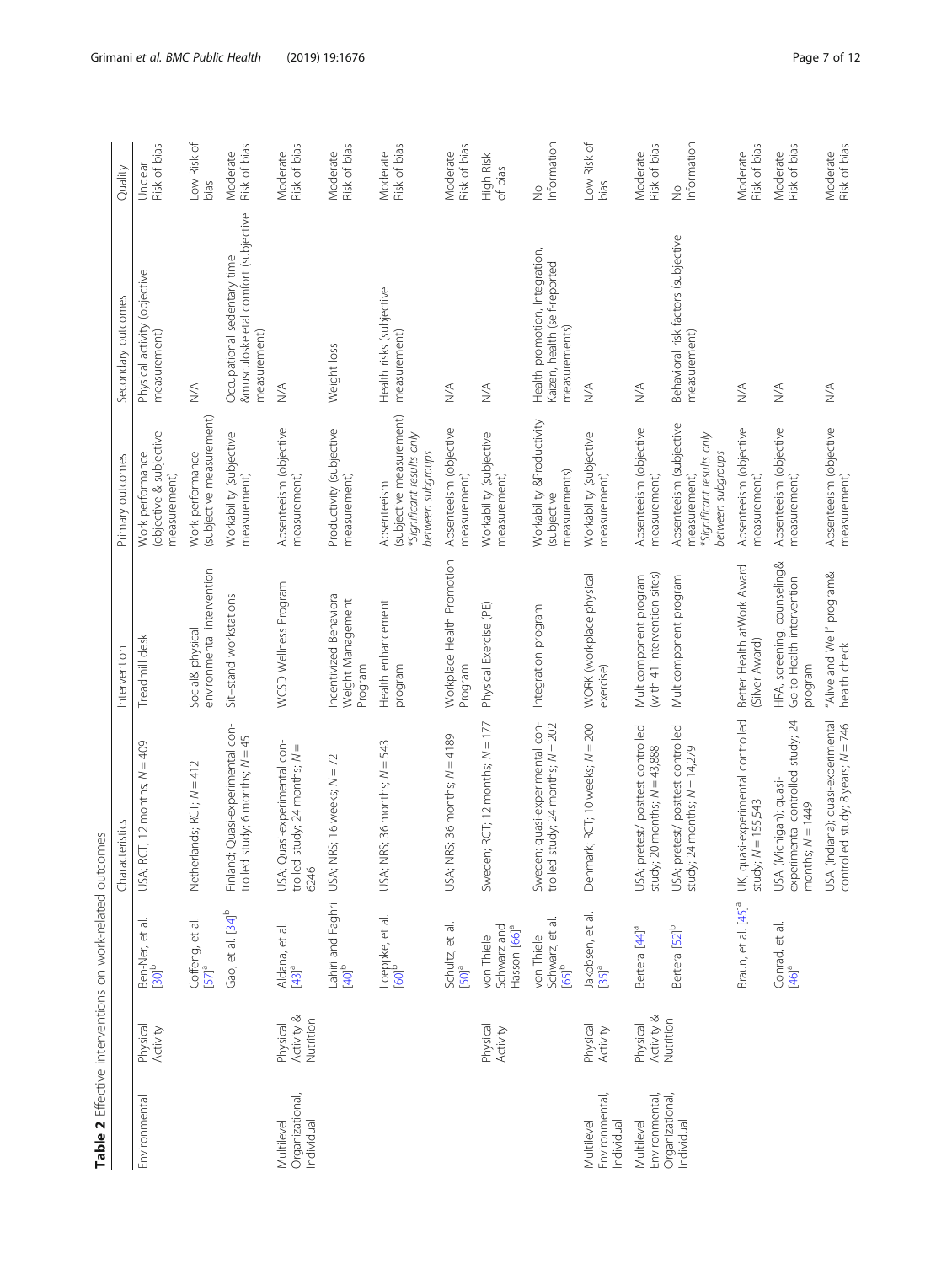**Table 2** Effective interventions on work-related outcomes

| | | | Characteristics | Intervention | Primary outcomes | Secondary outcomes | Quality |
|---|---|---|---|---|---|---|---|
| Environmental | Physical Activity | Ben-Ner, et al. [30][b] | USA; RCT; 12 months; N = 409 | Treadmill desk | Work performance (objective & subjective measurement) | Physical activity (objective measurement) | Unclear Risk of bias |
| | | Coffeng, et al. [57][a] | Netherlands; RCT; N = 412 | Social& physical environmental intervention | Work performance (subjective measurement) | N/A | Low Risk of bias |
| | | Gao, et al. [34][b] | Finland; Quasi-experimental controlled study; 6 months; N = 45 | Sit–stand workstations | Workability (subjective measurement) | Occupational sedentary time &musculoskeletal comfort (subjective measurement) | Moderate Risk of bias |
| Multilevel Organizational, Individual | Physical Activity & Nutrition | Aldana, et al. [43][a] | USA; Quasi-experimental controlled study; 24 months; N = 6246 | WCSD Wellness Program | Absenteeism (objective measurement) | N/A | Moderate Risk of bias |
| | | Lahiri and Faghri [40][b] | USA; NRS; 16 weeks; N = 72 | Incentivized Behavioral Weight Management Program | Productivity (subjective measurement) | Weight loss | Moderate Risk of bias |
| | | Loeppke, et al. [60][b] | USA; NRS; 36 months; N = 543 | Health enhancement program | Absenteeism (subjective measurement) *Significant results only between subgroups | Health risks (subjective measurement) | Moderate Risk of bias |
| | | Schultz, et al. [50][a] | USA; NRS; 36 months; N = 4189 | Workplace Health Promotion Program | Absenteeism (objective measurement) | N/A | Moderate Risk of bias |
| | Physical Activity | von Thiele Schwarz and Hasson [66][a] | Sweden; RCT; 12 months; N = 177 | Physical Exercise (PE) | Workability (subjective measurement) | N/A | High Risk of bias |
| | | von Thiele Schwarz, et al. [65][b] | Sweden; quasi-experimental controlled study; 24 months; N = 202 | Integration program | Workability &Productivity (subjective measurements) | Health promotion, Integration, Kaizen, health (self-reported measurements) | No Information |
| Multilevel Environmental, Individual | Physical Activity | Jakobsen, et al. [35][a] | Denmark; RCT; 10 weeks; N = 200 | WORK (workplace physical exercise) | Workability (subjective measurement) | N/A | Low Risk of bias |
| Multilevel Environmental, Organizational, Individual | Physical Activity & Nutrition | Bertera [44][a] | USA; pretest/ posttest controlled study; 20 months; N = 43,888 | Multicomponent program (with 41 intervention sites) | Absenteeism (objective measurement) | N/A | Moderate Risk of bias |
| | | Bertera [52][b] | USA; pretest/ posttest controlled study; 24 months; N = 14,279 | Multicomponent program | Absenteeism (subjective measurement) *Significant results only between subgroups | Behavioral risk factors (subjective measurement) | No Information |
| | | Braun, et al. [45][a] | UK; quasi-experimental controlled study; N = 155,543 | Better Health atWork Award (Silver Award) | Absenteeism (objective measurement) | N/A | Moderate Risk of bias |
| | | Conrad, et al. [46][a] | USA (Michigan); quasi-experimental controlled study; 24 months; N = 1449 | HRA, screening, counseling& Go to Health intervention program | Absenteeism (objective measurement) | N/A | Moderate Risk of bias |
| | | | USA (Indiana); quasi-experimental controlled study; 8 years; N = 746 | "Alive and Well" program& health check | Absenteeism (objective measurement) | N/A | Moderate Risk of bias |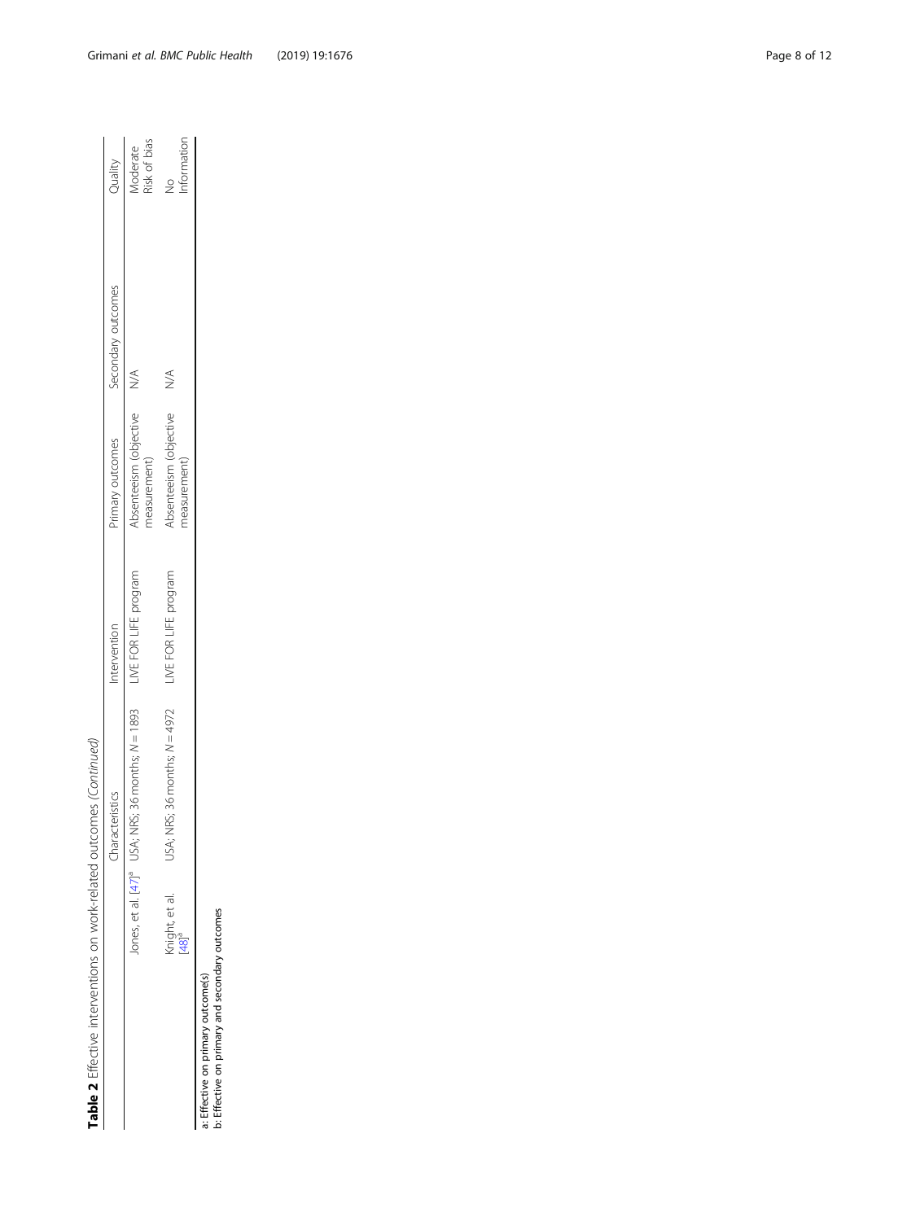**Table 2** Effective interventions on work-related outcomes *(Continued)*

| | Characteristics | Intervention | Primary outcomes | Secondary outcomes | Quality |
|---|---|---|---|---|---|
| Jones, et al. [47][a] | USA; NRS; 36 months; *N* = 1893 | LIVE FOR LIFE program | Absenteeism (objective measurement) | N/A | Moderate Risk of bias |
| Knight, et al. [48][a] | USA; NRS; 36 months; *N* = 4972 | LIVE FOR LIFE program | Absenteeism (objective measurement) | N/A | No Information |

a: Effective on primary outcome(s)
b: Effective on primary and secondary outcomes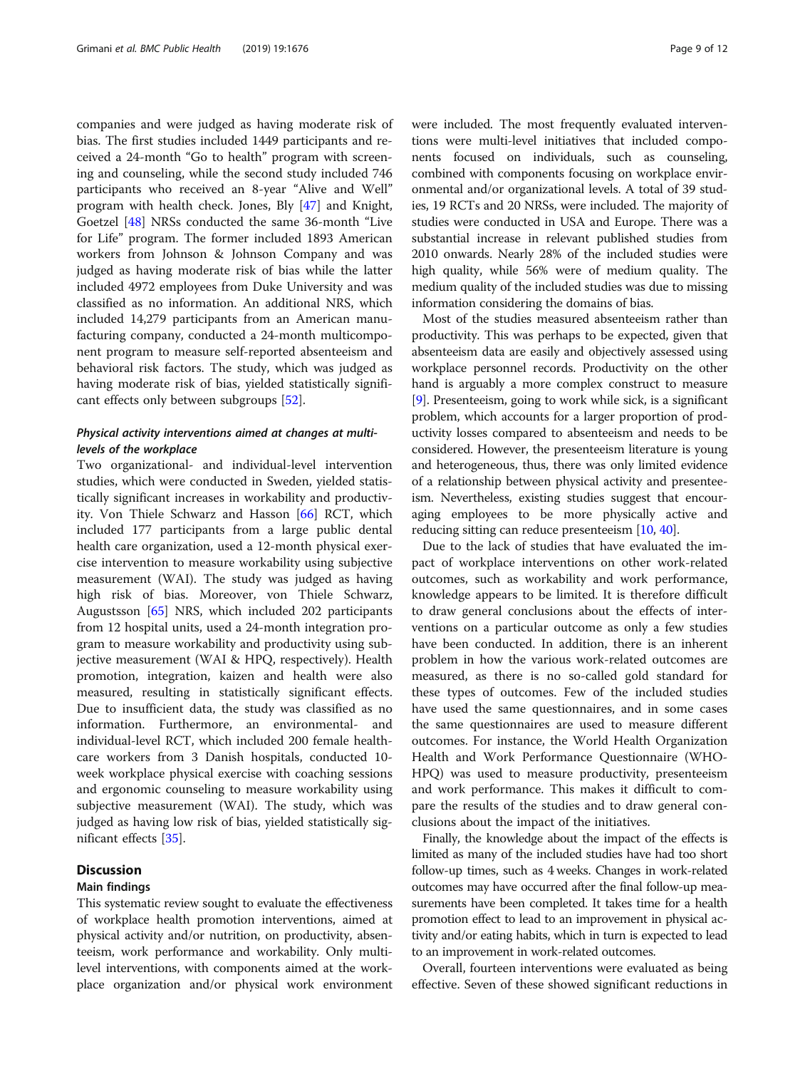companies and were judged as having moderate risk of bias. The first studies included 1449 participants and received a 24-month "Go to health" program with screening and counseling, while the second study included 746 participants who received an 8-year "Alive and Well" program with health check. Jones, Bly [47] and Knight, Goetzel [48] NRSs conducted the same 36-month "Live for Life" program. The former included 1893 American workers from Johnson & Johnson Company and was judged as having moderate risk of bias while the latter included 4972 employees from Duke University and was classified as no information. An additional NRS, which included 14,279 participants from an American manufacturing company, conducted a 24-month multicomponent program to measure self-reported absenteeism and behavioral risk factors. The study, which was judged as having moderate risk of bias, yielded statistically significant effects only between subgroups [52].

### *Physical activity interventions aimed at changes at multi-levels of the workplace*

Two organizational- and individual-level intervention studies, which were conducted in Sweden, yielded statistically significant increases in workability and productivity. Von Thiele Schwarz and Hasson [66] RCT, which included 177 participants from a large public dental health care organization, used a 12-month physical exercise intervention to measure workability using subjective measurement (WAI). The study was judged as having high risk of bias. Moreover, von Thiele Schwarz, Augustsson [65] NRS, which included 202 participants from 12 hospital units, used a 24-month integration program to measure workability and productivity using subjective measurement (WAI & HPQ, respectively). Health promotion, integration, kaizen and health were also measured, resulting in statistically significant effects. Due to insufficient data, the study was classified as no information. Furthermore, an environmental- and individual-level RCT, which included 200 female healthcare workers from 3 Danish hospitals, conducted 10-week workplace physical exercise with coaching sessions and ergonomic counseling to measure workability using subjective measurement (WAI). The study, which was judged as having low risk of bias, yielded statistically significant effects [35].

## Discussion

### Main findings

This systematic review sought to evaluate the effectiveness of workplace health promotion interventions, aimed at physical activity and/or nutrition, on productivity, absenteeism, work performance and workability. Only multi-level interventions, with components aimed at the workplace organization and/or physical work environment were included. The most frequently evaluated interventions were multi-level initiatives that included components focused on individuals, such as counseling, combined with components focusing on workplace environmental and/or organizational levels. A total of 39 studies, 19 RCTs and 20 NRSs, were included. The majority of studies were conducted in USA and Europe. There was a substantial increase in relevant published studies from 2010 onwards. Nearly 28% of the included studies were high quality, while 56% were of medium quality. The medium quality of the included studies was due to missing information considering the domains of bias.

Most of the studies measured absenteeism rather than productivity. This was perhaps to be expected, given that absenteeism data are easily and objectively assessed using workplace personnel records. Productivity on the other hand is arguably a more complex construct to measure [9]. Presenteeism, going to work while sick, is a significant problem, which accounts for a larger proportion of productivity losses compared to absenteeism and needs to be considered. However, the presenteeism literature is young and heterogeneous, thus, there was only limited evidence of a relationship between physical activity and presenteeism. Nevertheless, existing studies suggest that encouraging employees to be more physically active and reducing sitting can reduce presenteeism [10, 40].

Due to the lack of studies that have evaluated the impact of workplace interventions on other work-related outcomes, such as workability and work performance, knowledge appears to be limited. It is therefore difficult to draw general conclusions about the effects of interventions on a particular outcome as only a few studies have been conducted. In addition, there is an inherent problem in how the various work-related outcomes are measured, as there is no so-called gold standard for these types of outcomes. Few of the included studies have used the same questionnaires, and in some cases the same questionnaires are used to measure different outcomes. For instance, the World Health Organization Health and Work Performance Questionnaire (WHO-HPQ) was used to measure productivity, presenteeism and work performance. This makes it difficult to compare the results of the studies and to draw general conclusions about the impact of the initiatives.

Finally, the knowledge about the impact of the effects is limited as many of the included studies have had too short follow-up times, such as 4 weeks. Changes in work-related outcomes may have occurred after the final follow-up measurements have been completed. It takes time for a health promotion effect to lead to an improvement in physical activity and/or eating habits, which in turn is expected to lead to an improvement in work-related outcomes.

Overall, fourteen interventions were evaluated as being effective. Seven of these showed significant reductions in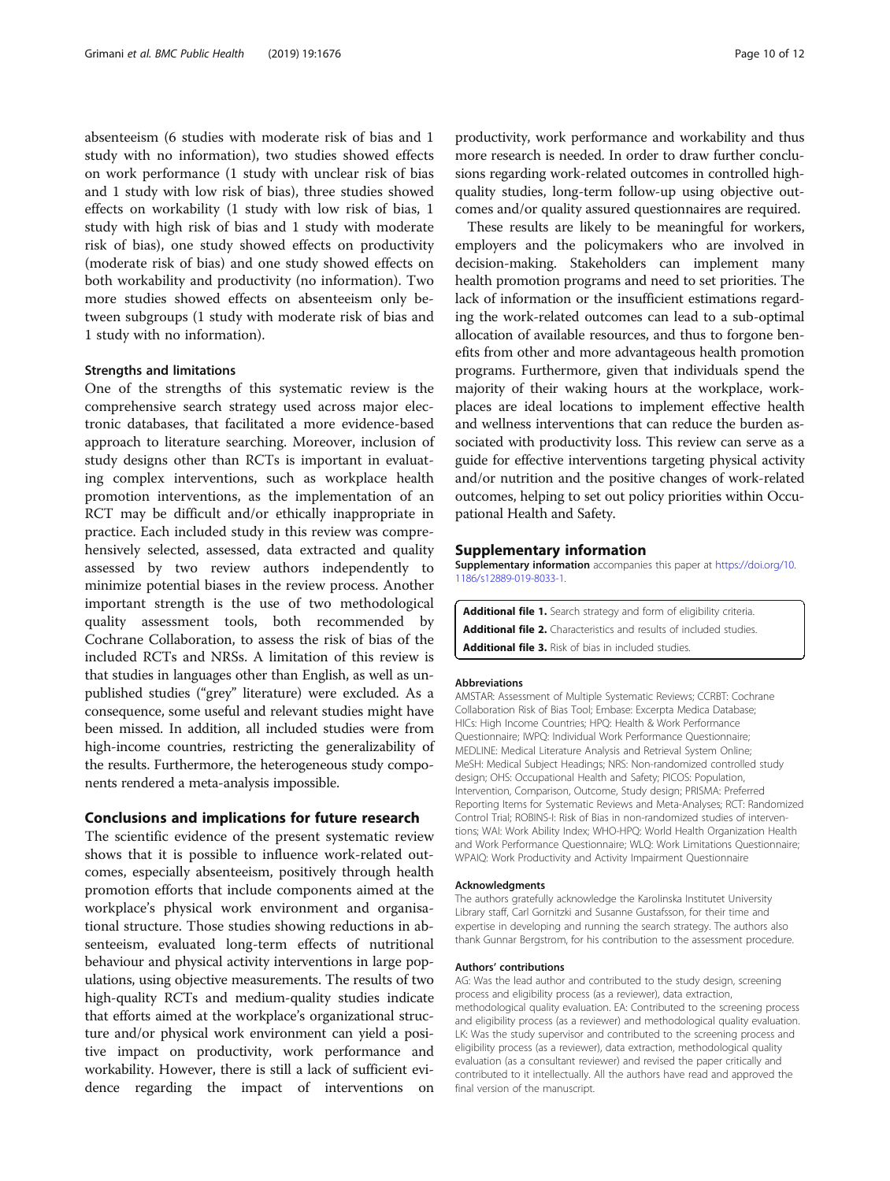absenteeism (6 studies with moderate risk of bias and 1 study with no information), two studies showed effects on work performance (1 study with unclear risk of bias and 1 study with low risk of bias), three studies showed effects on workability (1 study with low risk of bias, 1 study with high risk of bias and 1 study with moderate risk of bias), one study showed effects on productivity (moderate risk of bias) and one study showed effects on both workability and productivity (no information). Two more studies showed effects on absenteeism only between subgroups (1 study with moderate risk of bias and 1 study with no information).

### Strengths and limitations

One of the strengths of this systematic review is the comprehensive search strategy used across major electronic databases, that facilitated a more evidence-based approach to literature searching. Moreover, inclusion of study designs other than RCTs is important in evaluating complex interventions, such as workplace health promotion interventions, as the implementation of an RCT may be difficult and/or ethically inappropriate in practice. Each included study in this review was comprehensively selected, assessed, data extracted and quality assessed by two review authors independently to minimize potential biases in the review process. Another important strength is the use of two methodological quality assessment tools, both recommended by Cochrane Collaboration, to assess the risk of bias of the included RCTs and NRSs. A limitation of this review is that studies in languages other than English, as well as unpublished studies ("grey" literature) were excluded. As a consequence, some useful and relevant studies might have been missed. In addition, all included studies were from high-income countries, restricting the generalizability of the results. Furthermore, the heterogeneous study components rendered a meta-analysis impossible.

## Conclusions and implications for future research

The scientific evidence of the present systematic review shows that it is possible to influence work-related outcomes, especially absenteeism, positively through health promotion efforts that include components aimed at the workplace's physical work environment and organisational structure. Those studies showing reductions in absenteeism, evaluated long-term effects of nutritional behaviour and physical activity interventions in large populations, using objective measurements. The results of two high-quality RCTs and medium-quality studies indicate that efforts aimed at the workplace's organizational structure and/or physical work environment can yield a positive impact on productivity, work performance and workability. However, there is still a lack of sufficient evidence regarding the impact of interventions on productivity, work performance and workability and thus more research is needed. In order to draw further conclusions regarding work-related outcomes in controlled high-quality studies, long-term follow-up using objective outcomes and/or quality assured questionnaires are required.

These results are likely to be meaningful for workers, employers and the policymakers who are involved in decision-making. Stakeholders can implement many health promotion programs and need to set priorities. The lack of information or the insufficient estimations regarding the work-related outcomes can lead to a sub-optimal allocation of available resources, and thus to forgone benefits from other and more advantageous health promotion programs. Furthermore, given that individuals spend the majority of their waking hours at the workplace, workplaces are ideal locations to implement effective health and wellness interventions that can reduce the burden associated with productivity loss. This review can serve as a guide for effective interventions targeting physical activity and/or nutrition and the positive changes of work-related outcomes, helping to set out policy priorities within Occupational Health and Safety.

## Supplementary information

**Supplementary information** accompanies this paper at https://doi.org/10.1186/s12889-019-8033-1.

**Additional file 1.** Search strategy and form of eligibility criteria.
**Additional file 2.** Characteristics and results of included studies.
**Additional file 3.** Risk of bias in included studies.

#### Abbreviations

AMSTAR: Assessment of Multiple Systematic Reviews; CCRBT: Cochrane Collaboration Risk of Bias Tool; Embase: Excerpta Medica Database; HICs: High Income Countries; HPQ: Health & Work Performance Questionnaire; IWPQ: Individual Work Performance Questionnaire; MEDLINE: Medical Literature Analysis and Retrieval System Online; MeSH: Medical Subject Headings; NRS: Non-randomized controlled study design; OHS: Occupational Health and Safety; PICOS: Population, Intervention, Comparison, Outcome, Study design; PRISMA: Preferred Reporting Items for Systematic Reviews and Meta-Analyses; RCT: Randomized Control Trial; ROBINS-I: Risk of Bias in non-randomized studies of interventions; WAI: Work Ability Index; WHO-HPQ: World Health Organization Health and Work Performance Questionnaire; WLQ: Work Limitations Questionnaire; WPAIQ: Work Productivity and Activity Impairment Questionnaire

#### Acknowledgments

The authors gratefully acknowledge the Karolinska Institutet University Library staff, Carl Gornitzki and Susanne Gustafsson, for their time and expertise in developing and running the search strategy. The authors also thank Gunnar Bergstrom, for his contribution to the assessment procedure.

#### Authors' contributions

AG: Was the lead author and contributed to the study design, screening process and eligibility process (as a reviewer), data extraction, methodological quality evaluation. EA: Contributed to the screening process and eligibility process (as a reviewer) and methodological quality evaluation. LK: Was the study supervisor and contributed to the screening process and eligibility process (as a reviewer), data extraction, methodological quality evaluation (as a consultant reviewer) and revised the paper critically and contributed to it intellectually. All the authors have read and approved the final version of the manuscript.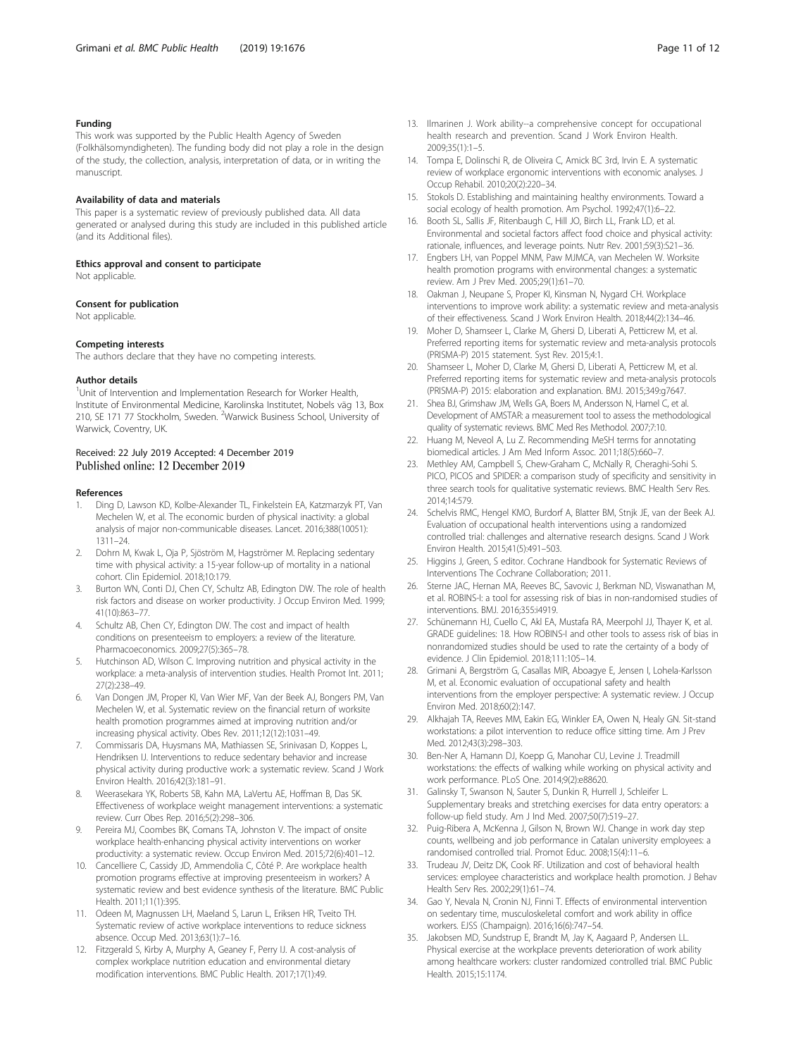## Funding

This work was supported by the Public Health Agency of Sweden (Folkhälsomyndigheten). The funding body did not play a role in the design of the study, the collection, analysis, interpretation of data, or in writing the manuscript.

## Availability of data and materials

This paper is a systematic review of previously published data. All data generated or analysed during this study are included in this published article (and its Additional files).

## Ethics approval and consent to participate

Not applicable.

## Consent for publication

Not applicable.

## Competing interests

The authors declare that they have no competing interests.

## Author details

[1]Unit of Intervention and Implementation Research for Worker Health, Institute of Environmental Medicine, Karolinska Institutet, Nobels väg 13, Box 210, SE 171 77 Stockholm, Sweden. [2]Warwick Business School, University of Warwick, Coventry, UK.

Received: 22 July 2019 Accepted: 4 December 2019
Published online: 12 December 2019

## References

1. Ding D, Lawson KD, Kolbe-Alexander TL, Finkelstein EA, Katzmarzyk PT, Van Mechelen W, et al. The economic burden of physical inactivity: a global analysis of major non-communicable diseases. Lancet. 2016;388(10051): 1311–24.
2. Dohrn M, Kwak L, Oja P, Sjöström M, Hagströmer M. Replacing sedentary time with physical activity: a 15-year follow-up of mortality in a national cohort. Clin Epidemiol. 2018;10:179.
3. Burton WN, Conti DJ, Chen CY, Schultz AB, Edington DW. The role of health risk factors and disease on worker productivity. J Occup Environ Med. 1999; 41(10):863–77.
4. Schultz AB, Chen CY, Edington DW. The cost and impact of health conditions on presenteeism to employers: a review of the literature. Pharmacoeconomics. 2009;27(5):365–78.
5. Hutchinson AD, Wilson C. Improving nutrition and physical activity in the workplace: a meta-analysis of intervention studies. Health Promot Int. 2011; 27(2):238–49.
6. Van Dongen JM, Proper KI, Van Wier MF, Van der Beek AJ, Bongers PM, Van Mechelen W, et al. Systematic review on the financial return of worksite health promotion programmes aimed at improving nutrition and/or increasing physical activity. Obes Rev. 2011;12(12):1031–49.
7. Commissaris DA, Huysmans MA, Mathiassen SE, Srinivasan D, Koppes L, Hendriksen IJ. Interventions to reduce sedentary behavior and increase physical activity during productive work: a systematic review. Scand J Work Environ Health. 2016;42(3):181–91.
8. Weerasekara YK, Roberts SB, Kahn MA, LaVertu AE, Hoffman B, Das SK. Effectiveness of workplace weight management interventions: a systematic review. Curr Obes Rep. 2016;5(2):298–306.
9. Pereira MJ, Coombes BK, Comans TA, Johnston V. The impact of onsite workplace health-enhancing physical activity interventions on worker productivity: a systematic review. Occup Environ Med. 2015;72(6):401–12.
10. Cancelliere C, Cassidy JD, Ammendolia C, Côté P. Are workplace health promotion programs effective at improving presenteeism in workers? A systematic review and best evidence synthesis of the literature. BMC Public Health. 2011;11(1):395.
11. Odeen M, Magnussen LH, Maeland S, Larun L, Eriksen HR, Tveito TH. Systematic review of active workplace interventions to reduce sickness absence. Occup Med. 2013;63(1):7–16.
12. Fitzgerald S, Kirby A, Murphy A, Geaney F, Perry IJ. A cost-analysis of complex workplace nutrition education and environmental dietary modification interventions. BMC Public Health. 2017;17(1):49.
13. Ilmarinen J. Work ability--a comprehensive concept for occupational health research and prevention. Scand J Work Environ Health. 2009;35(1):1–5.
14. Tompa E, Dolinschi R, de Oliveira C, Amick BC 3rd, Irvin E. A systematic review of workplace ergonomic interventions with economic analyses. J Occup Rehabil. 2010;20(2):220–34.
15. Stokols D. Establishing and maintaining healthy environments. Toward a social ecology of health promotion. Am Psychol. 1992;47(1):6–22.
16. Booth SL, Sallis JF, Ritenbaugh C, Hill JO, Birch LL, Frank LD, et al. Environmental and societal factors affect food choice and physical activity: rationale, influences, and leverage points. Nutr Rev. 2001;59(3):S21–36.
17. Engbers LH, van Poppel MNM, Paw MJMCA, van Mechelen W. Worksite health promotion programs with environmental changes: a systematic review. Am J Prev Med. 2005;29(1):61–70.
18. Oakman J, Neupane S, Proper KI, Kinsman N, Nygard CH. Workplace interventions to improve work ability: a systematic review and meta-analysis of their effectiveness. Scand J Work Environ Health. 2018;44(2):134–46.
19. Moher D, Shamseer L, Clarke M, Ghersi D, Liberati A, Petticrew M, et al. Preferred reporting items for systematic review and meta-analysis protocols (PRISMA-P) 2015 statement. Syst Rev. 2015;4:1.
20. Shamseer L, Moher D, Clarke M, Ghersi D, Liberati A, Petticrew M, et al. Preferred reporting items for systematic review and meta-analysis protocols (PRISMA-P) 2015: elaboration and explanation. BMJ. 2015;349:g7647.
21. Shea BJ, Grimshaw JM, Wells GA, Boers M, Andersson N, Hamel C, et al. Development of AMSTAR: a measurement tool to assess the methodological quality of systematic reviews. BMC Med Res Methodol. 2007;7:10.
22. Huang M, Neveol A, Lu Z. Recommending MeSH terms for annotating biomedical articles. J Am Med Inform Assoc. 2011;18(5):660–7.
23. Methley AM, Campbell S, Chew-Graham C, McNally R, Cheraghi-Sohi S. PICO, PICOS and SPIDER: a comparison study of specificity and sensitivity in three search tools for qualitative systematic reviews. BMC Health Serv Res. 2014;14:579.
24. Schelvis RMC, Hengel KMO, Burdorf A, Blatter BM, Stnjk JE, van der Beek AJ. Evaluation of occupational health interventions using a randomized controlled trial: challenges and alternative research designs. Scand J Work Environ Health. 2015;41(5):491–503.
25. Higgins J, Green, S editor. Cochrane Handbook for Systematic Reviews of Interventions The Cochrane Collaboration; 2011.
26. Sterne JAC, Hernan MA, Reeves BC, Savovic J, Berkman ND, Viswanathan M, et al. ROBINS-I: a tool for assessing risk of bias in non-randomised studies of interventions. BMJ. 2016;355:i4919.
27. Schünemann HJ, Cuello C, Akl EA, Mustafa RA, Meerpohl JJ, Thayer K, et al. GRADE guidelines: 18. How ROBINS-I and other tools to assess risk of bias in nonrandomized studies should be used to rate the certainty of a body of evidence. J Clin Epidemiol. 2018;111:105–14.
28. Grimani A, Bergström G, Casallas MIR, Aboagye E, Jensen I, Lohela-Karlsson M, et al. Economic evaluation of occupational safety and health interventions from the employer perspective: A systematic review. J Occup Environ Med. 2018;60(2):147.
29. Alkhajah TA, Reeves MM, Eakin EG, Winkler EA, Owen N, Healy GN. Sit-stand workstations: a pilot intervention to reduce office sitting time. Am J Prev Med. 2012;43(3):298–303.
30. Ben-Ner A, Hamann DJ, Koepp G, Manohar CU, Levine J. Treadmill workstations: the effects of walking while working on physical activity and work performance. PLoS One. 2014;9(2):e88620.
31. Galinsky T, Swanson N, Sauter S, Dunkin R, Hurrell J, Schleifer L. Supplementary breaks and stretching exercises for data entry operators: a follow-up field study. Am J Ind Med. 2007;50(7):519–27.
32. Puig-Ribera A, McKenna J, Gilson N, Brown WJ. Change in work day step counts, wellbeing and job performance in Catalan university employees: a randomised controlled trial. Promot Educ. 2008;15(4):11–6.
33. Trudeau JV, Deitz DK, Cook RF. Utilization and cost of behavioral health services: employee characteristics and workplace health promotion. J Behav Health Serv Res. 2002;29(1):61–74.
34. Gao Y, Nevala N, Cronin NJ, Finni T. Effects of environmental intervention on sedentary time, musculoskeletal comfort and work ability in office workers. EJSS (Champaign). 2016;16(6):747–54.
35. Jakobsen MD, Sundstrup E, Brandt M, Jay K, Aagaard P, Andersen LL. Physical exercise at the workplace prevents deterioration of work ability among healthcare workers: cluster randomized controlled trial. BMC Public Health. 2015;15:1174.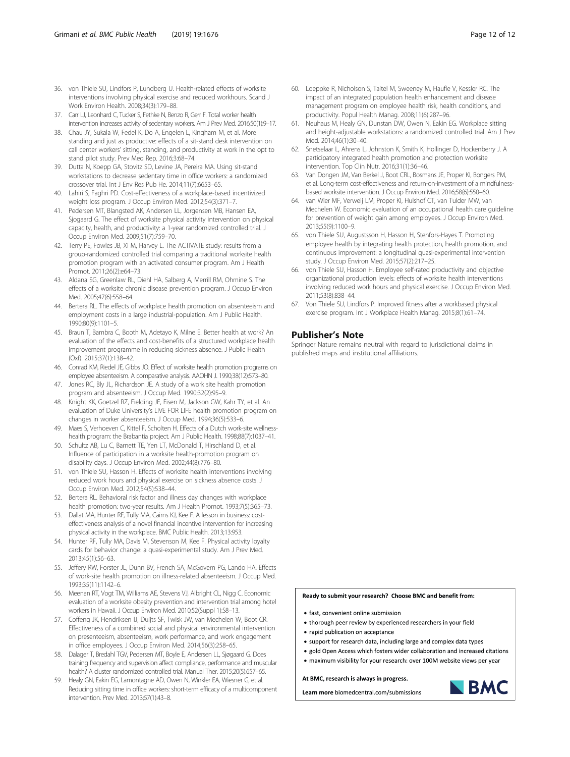36. von Thiele SU, Lindfors P, Lundberg U. Health-related effects of worksite interventions involving physical exercise and reduced workhours. Scand J Work Environ Health. 2008;34(3):179–88.
37. Carr LJ, Leonhard C, Tucker S, Fethke N, Benzo R, Gerr F. Total worker health intervention increases activity of sedentary workers. Am J Prev Med. 2016;50(1):9–17.
38. Chau JY, Sukala W, Fedel K, Do A, Engelen L, Kingham M, et al. More standing and just as productive: effects of a sit-stand desk intervention on call center workers' sitting, standing, and productivity at work in the opt to stand pilot study. Prev Med Rep. 2016;3:68–74.
39. Dutta N, Koepp GA, Stovitz SD, Levine JA, Pereira MA. Using sit-stand workstations to decrease sedentary time in office workers: a randomized crossover trial. Int J Env Res Pub He. 2014;11(7):6653–65.
40. Lahiri S, Faghri PD. Cost-effectiveness of a workplace-based incentivized weight loss program. J Occup Environ Med. 2012;54(3):371–7.
41. Pedersen MT, Blangsted AK, Andersen LL, Jorgensen MB, Hansen EA, Sjogaard G. The effect of worksite physical activity intervention on physical capacity, health, and productivity: a 1-year randomized controlled trial. J Occup Environ Med. 2009;51(7):759–70.
42. Terry PE, Fowles JB, Xi M, Harvey L. The ACTIVATE study: results from a group-randomized controlled trial comparing a traditional worksite health promotion program with an activated consumer program. Am J Health Promot. 2011;26(2):e64–73.
43. Aldana SG, Greenlaw RL, Diehl HA, Salberg A, Merrill RM, Ohmine S. The effects of a worksite chronic disease prevention program. J Occup Environ Med. 2005;47(6):558–64.
44. Bertera RL. The effects of workplace health promotion on absenteeism and employment costs in a large industrial-population. Am J Public Health. 1990;80(9):1101–5.
45. Braun T, Bambra C, Booth M, Adetayo K, Milne E. Better health at work? An evaluation of the effects and cost-benefits of a structured workplace health improvement programme in reducing sickness absence. J Public Health (Oxf). 2015;37(1):138–42.
46. Conrad KM, Riedel JE, Gibbs JO. Effect of worksite health promotion programs on employee absenteeism. A comparative analysis. AAOHN J. 1990;38(12):573–80.
47. Jones RC, Bly JL, Richardson JE. A study of a work site health promotion program and absenteeism. J Occup Med. 1990;32(2):95–9.
48. Knight KK, Goetzel RZ, Fielding JE, Eisen M, Jackson GW, Kahr TY, et al. An evaluation of Duke University's LIVE FOR LIFE health promotion program on changes in worker absenteeism. J Occup Med. 1994;36(5):533–6.
49. Maes S, Verhoeven C, Kittel F, Scholten H. Effects of a Dutch work-site wellness-health program: the Brabantia project. Am J Public Health. 1998;88(7):1037–41.
50. Schultz AB, Lu C, Barnett TE, Yen LT, McDonald T, Hirschland D, et al. Influence of participation in a worksite health-promotion program on disability days. J Occup Environ Med. 2002;44(8):776–80.
51. von Thiele SU, Hasson H. Effects of worksite health interventions involving reduced work hours and physical exercise on sickness absence costs. J Occup Environ Med. 2012;54(5):538–44.
52. Bertera RL. Behavioral risk factor and illness day changes with workplace health promotion: two-year results. Am J Health Promot. 1993;7(5):365–73.
53. Dallat MA, Hunter RF, Tully MA, Cairns KJ, Kee F. A lesson in business: cost-effectiveness analysis of a novel financial incentive intervention for increasing physical activity in the workplace. BMC Public Health. 2013;13:953.
54. Hunter RF, Tully MA, Davis M, Stevenson M, Kee F. Physical activity loyalty cards for behavior change: a quasi-experimental study. Am J Prev Med. 2013;45(1):56–63.
55. Jeffery RW, Forster JL, Dunn BV, French SA, McGovern PG, Lando HA. Effects of work-site health promotion on illness-related absenteeism. J Occup Med. 1993;35(11):1142–6.
56. Meenan RT, Vogt TM, Williams AE, Stevens VJ, Albright CL, Nigg C. Economic evaluation of a worksite obesity prevention and intervention trial among hotel workers in Hawaii. J Occup Environ Med. 2010;52(Suppl 1):S8–13.
57. Coffeng JK, Hendriksen IJ, Duijts SF, Twisk JW, van Mechelen W, Boot CR. Effectiveness of a combined social and physical environmental intervention on presenteeism, absenteeism, work performance, and work engagement in office employees. J Occup Environ Med. 2014;56(3):258–65.
58. Dalager T, Bredahl TGV, Pedersen MT, Boyle E, Andersen LL, Sjøgaard G. Does training frequency and supervision affect compliance, performance and muscular health? A cluster randomized controlled trial. Manual Ther. 2015;20(5):657–65.
59. Healy GN, Eakin EG, Lamontagne AD, Owen N, Winkler EA, Wiesner G, et al. Reducing sitting time in office workers: short-term efficacy of a multicomponent intervention. Prev Med. 2013;57(1):43–8.
60. Loeppke R, Nicholson S, Taitel M, Sweeney M, Haufle V, Kessler RC. The impact of an integrated population health enhancement and disease management program on employee health risk, health conditions, and productivity. Popul Health Manag. 2008;11(6):287–96.
61. Neuhaus M, Healy GN, Dunstan DW, Owen N, Eakin EG. Workplace sitting and height-adjustable workstations: a randomized controlled trial. Am J Prev Med. 2014;46(1):30–40.
62. Snetselaar L, Ahrens L, Johnston K, Smith K, Hollinger D, Hockenberry J. A participatory integrated health promotion and protection worksite intervention. Top Clin Nutr. 2016;31(1):36–46.
63. Van Dongen JM, Van Berkel J, Boot CRL, Bosmans JE, Proper KI, Bongers PM, et al. Long-term cost-effectiveness and return-on-investment of a mindfulness-based worksite intervention. J Occup Environ Med. 2016;58(6):550–60.
64. van Wier MF, Verweij LM, Proper KI, Hulshof CT, van Tulder MW, van Mechelen W. Economic evaluation of an occupational health care guideline for prevention of weight gain among employees. J Occup Environ Med. 2013;55(9):1100–9.
65. von Thiele SU, Augustsson H, Hasson H, Stenfors-Hayes T. Promoting employee health by integrating health protection, health promotion, and continuous improvement: a longitudinal quasi-experimental intervention study. J Occup Environ Med. 2015;57(2):217–25.
66. von Thiele SU, Hasson H. Employee self-rated productivity and objective organizational production levels: effects of worksite health interventions involving reduced work hours and physical exercise. J Occup Environ Med. 2011;53(8):838–44.
67. Von Thiele SU, Lindfors P. Improved fitness after a workbased physical exercise program. Int J Workplace Health Manag. 2015;8(1):61–74.

## Publisher's Note

Springer Nature remains neutral with regard to jurisdictional claims in published maps and institutional affiliations.

**Ready to submit your research? Choose BMC and benefit from:**

- fast, convenient online submission
- thorough peer review by experienced researchers in your field
- rapid publication on acceptance
- support for research data, including large and complex data types
- gold Open Access which fosters wider collaboration and increased citations
- maximum visibility for your research: over 100M website views per year

**At BMC, research is always in progress.**

**Learn more** biomedcentral.com/submissions

BMC